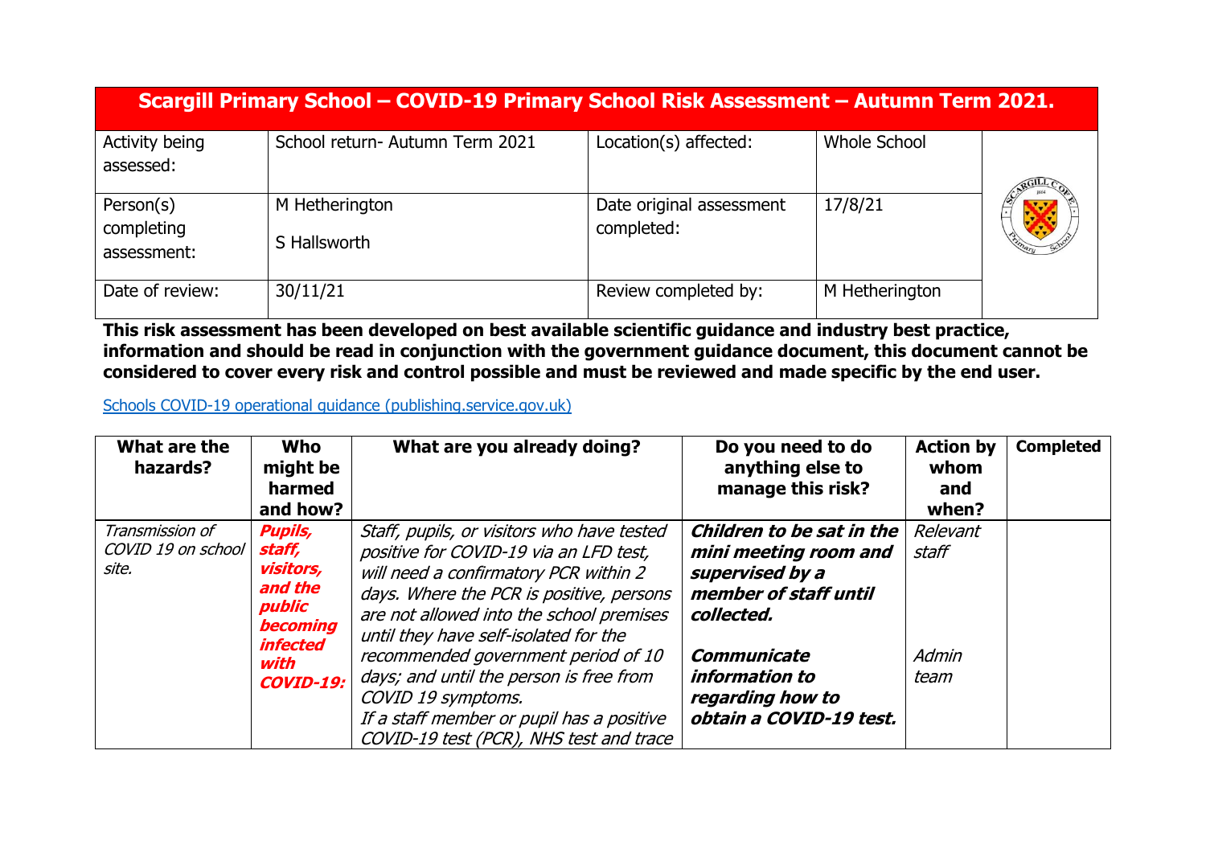# Scargill Primary School – COVID-19 Primary School Risk Assessment – Autumn Term 2021.

| Activity being assessed: | School return- Autumn Term 2021 | Location(s) affected: | Whole School |
|---|---|---|---|
| Person(s) completing assessment: | M Hetherington<br>S Hallsworth | Date original assessment completed: | 17/8/21 |
| Date of review: | 30/11/21 | Review completed by: | M Hetherington |

**This risk assessment has been developed on best available scientific guidance and industry best practice, information and should be read in conjunction with the government guidance document, this document cannot be considered to cover every risk and control possible and must be reviewed and made specific by the end user.**

[Schools COVID-19 operational guidance (publishing.service.gov.uk)](#)

| What are the hazards? | Who might be harmed and how? | What are you already doing? | Do you need to do anything else to manage this risk? | Action by whom and when? | Completed |
|---|---|---|---|---|---|
| *Transmission of COVID 19 on school site.* | ***Pupils, staff, visitors, and the public becoming infected with COVID-19:*** | *Staff, pupils, or visitors who have tested positive for COVID-19 via an LFD test, will need a confirmatory PCR within 2 days. Where the PCR is positive, persons are not allowed into the school premises until they have self-isolated for the recommended government period of 10 days; and until the person is free from COVID 19 symptoms.*<br>*If a staff member or pupil has a positive COVID-19 test (PCR), NHS test and trace* | ***Children to be sat in the mini meeting room and supervised by a member of staff until collected.***<br><br>***Communicate information to regarding how to obtain a COVID-19 test.*** | *Relevant staff*<br><br>*Admin team* | |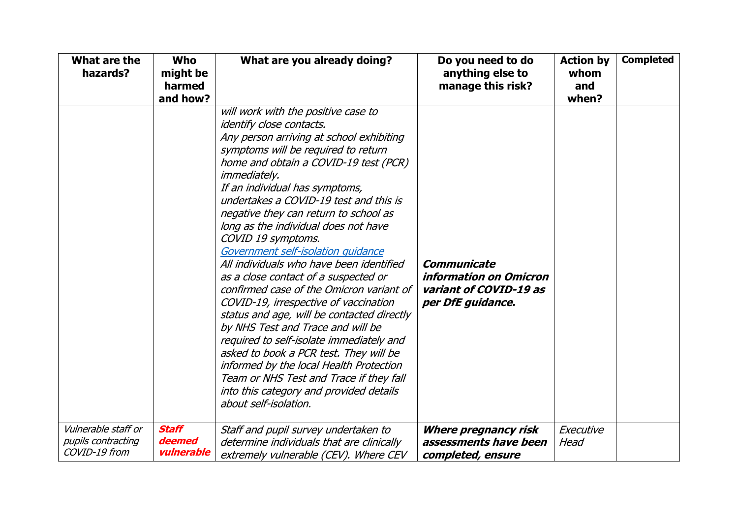| What are the hazards? | Who might be harmed and how? | What are you already doing? | Do you need to do anything else to manage this risk? | Action by whom and when? | Completed |
| --- | --- | --- | --- | --- | --- |
| | | *will work with the positive case to identify close contacts.* *Any person arriving at school exhibiting symptoms will be required to return home and obtain a COVID-19 test (PCR) immediately.* *If an individual has symptoms, undertakes a COVID-19 test and this is negative they can return to school as long as the individual does not have COVID 19 symptoms.* [*Government self-isolation guidance*]() *All individuals who have been identified as a close contact of a suspected or confirmed case of the Omicron variant of COVID-19, irrespective of vaccination status and age, will be contacted directly by NHS Test and Trace and will be required to self-isolate immediately and asked to book a PCR test. They will be informed by the local Health Protection Team or NHS Test and Trace if they fall into this category and provided details about self-isolation.* | ***Communicate information on Omicron variant of COVID-19 as per DfE guidance.*** | | |
| *Vulnerable staff or pupils contracting COVID-19 from* | ***Staff deemed vulnerable*** | *Staff and pupil survey undertaken to determine individuals that are clinically extremely vulnerable (CEV). Where CEV* | ***Where pregnancy risk assessments have been completed, ensure*** | *Executive Head* | |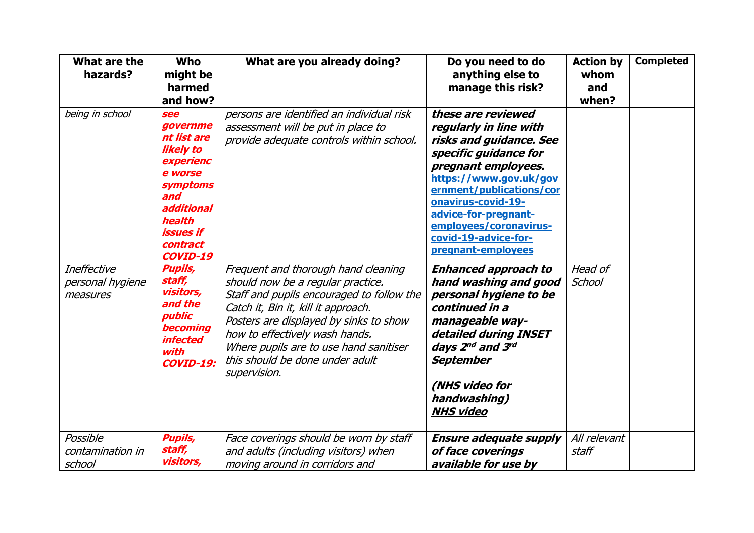| What are the hazards? | Who might be harmed and how? | What are you already doing? | Do you need to do anything else to manage this risk? | Action by whom and when? | Completed |
|---|---|---|---|---|---|
| *being in school* | ***see government list are likely to experience worse symptoms and additional health issues if contract COVID-19*** | *persons are identified an individual risk assessment will be put in place to provide adequate controls within school.* | ***these are reviewed regularly in line with risks and guidance. See specific guidance for pregnant employees.*** **https://www.gov.uk/government/publications/coronavirus-covid-19-advice-for-pregnant-employees/coronavirus-covid-19-advice-for-pregnant-employees** | | |
| *Ineffective personal hygiene measures* | ***Pupils, staff, visitors, and the public becoming infected with COVID-19:*** | *Frequent and thorough hand cleaning should now be a regular practice.* *Staff and pupils encouraged to follow the Catch it, Bin it, kill it approach.* *Posters are displayed by sinks to show how to effectively wash hands.* *Where pupils are to use hand sanitiser this should be done under adult supervision.* | ***Enhanced approach to hand washing and good personal hygiene to be continued in a manageable way-detailed during INSET days 2nd and 3rd September*** ***(NHS video for handwashing)*** ***NHS video*** | *Head of School* | |
| *Possible contamination in school* | ***Pupils, staff, visitors,*** | *Face coverings should be worn by staff and adults (including visitors) when moving around in corridors and* | ***Ensure adequate supply of face coverings available for use by*** | *All relevant staff* | |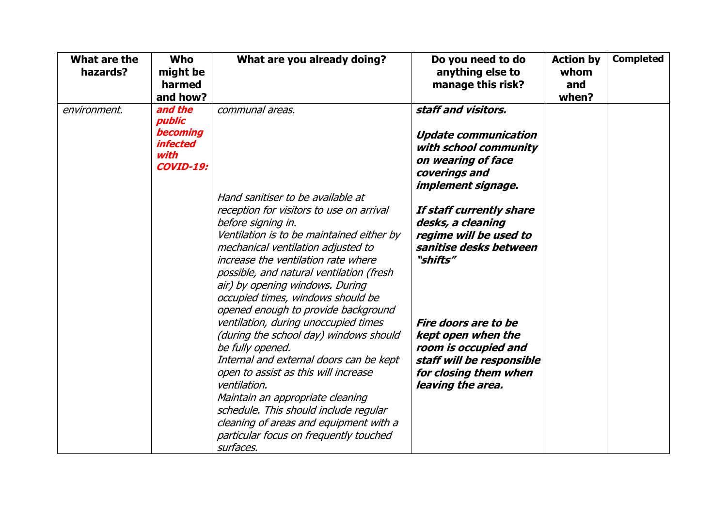| What are the hazards? | Who might be harmed and how? | What are you already doing? | Do you need to do anything else to manage this risk? | Action by whom and when? | Completed |
|---|---|---|---|---|---|
| *environment.* | ***and the public becoming infected with COVID-19:*** | *communal areas.*<br><br>*Hand sanitiser to be available at reception for visitors to use on arrival before signing in.*<br>*Ventilation is to be maintained either by mechanical ventilation adjusted to increase the ventilation rate where possible, and natural ventilation (fresh air) by opening windows. During occupied times, windows should be opened enough to provide background ventilation, during unoccupied times (during the school day) windows should be fully opened.*<br>*Internal and external doors can be kept open to assist as this will increase ventilation.*<br>*Maintain an appropriate cleaning schedule. This should include regular cleaning of areas and equipment with a particular focus on frequently touched surfaces.* | ***staff and visitors.***<br><br>***Update communication with school community on wearing of face coverings and implement signage.***<br><br>***If staff currently share desks, a cleaning regime will be used to sanitise desks between "shifts"***<br><br>***Fire doors are to be kept open when the room is occupied and staff will be responsible for closing them when leaving the area.*** | | |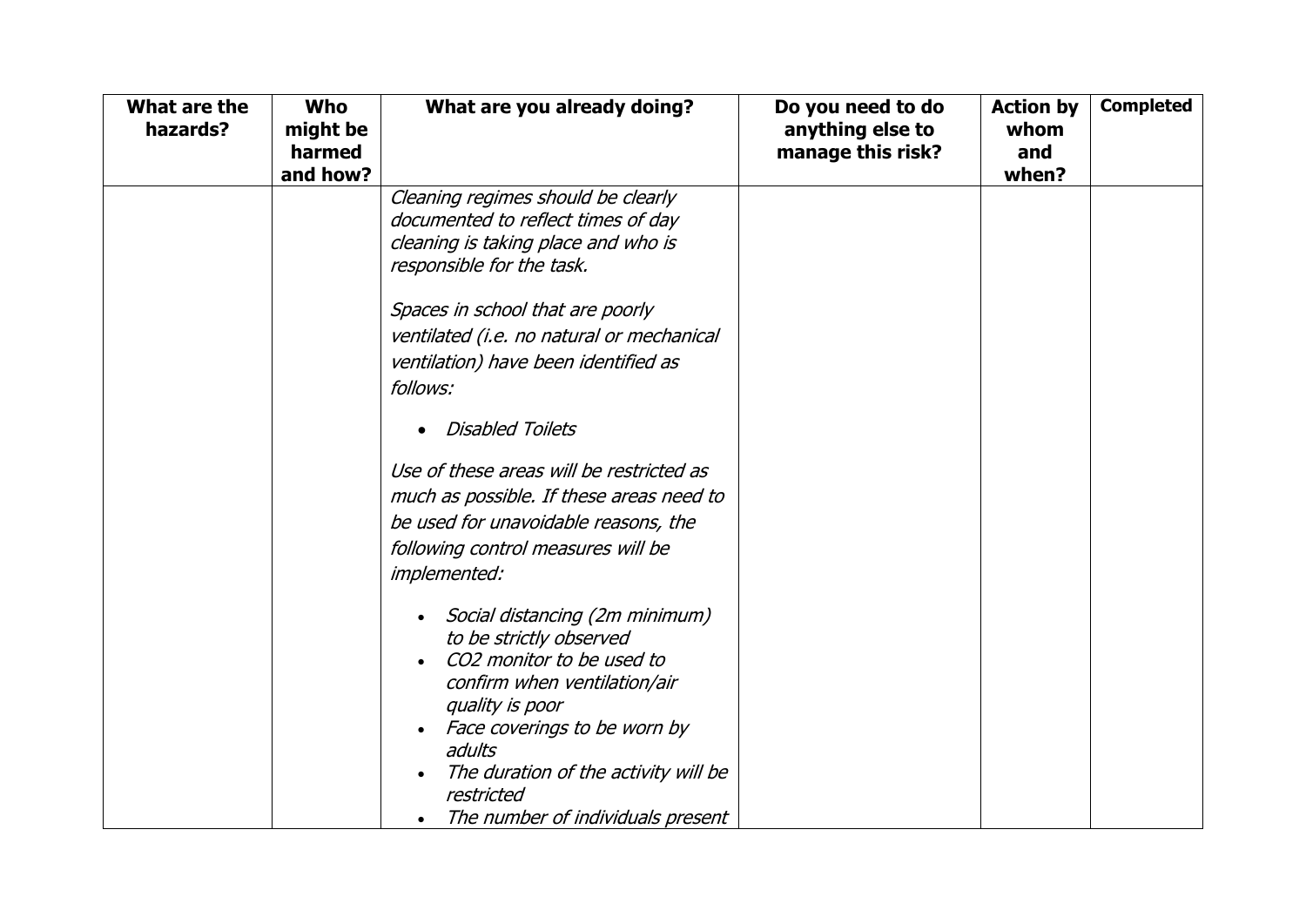| What are the hazards? | Who might be harmed and how? | What are you already doing? | Do you need to do anything else to manage this risk? | Action by whom and when? | Completed |
|---|---|---|---|---|---|
| | | *Cleaning regimes should be clearly documented to reflect times of day cleaning is taking place and who is responsible for the task.*<br><br>*Spaces in school that are poorly ventilated (i.e. no natural or mechanical ventilation) have been identified as follows:*<br><br>• *Disabled Toilets*<br><br>*Use of these areas will be restricted as much as possible. If these areas need to be used for unavoidable reasons, the following control measures will be implemented:*<br><br>• *Social distancing (2m minimum) to be strictly observed*<br>• *$CO_2$ monitor to be used to confirm when ventilation/air quality is poor*<br>• *Face coverings to be worn by adults*<br>• *The duration of the activity will be restricted*<br>• *The number of individuals present* | | | |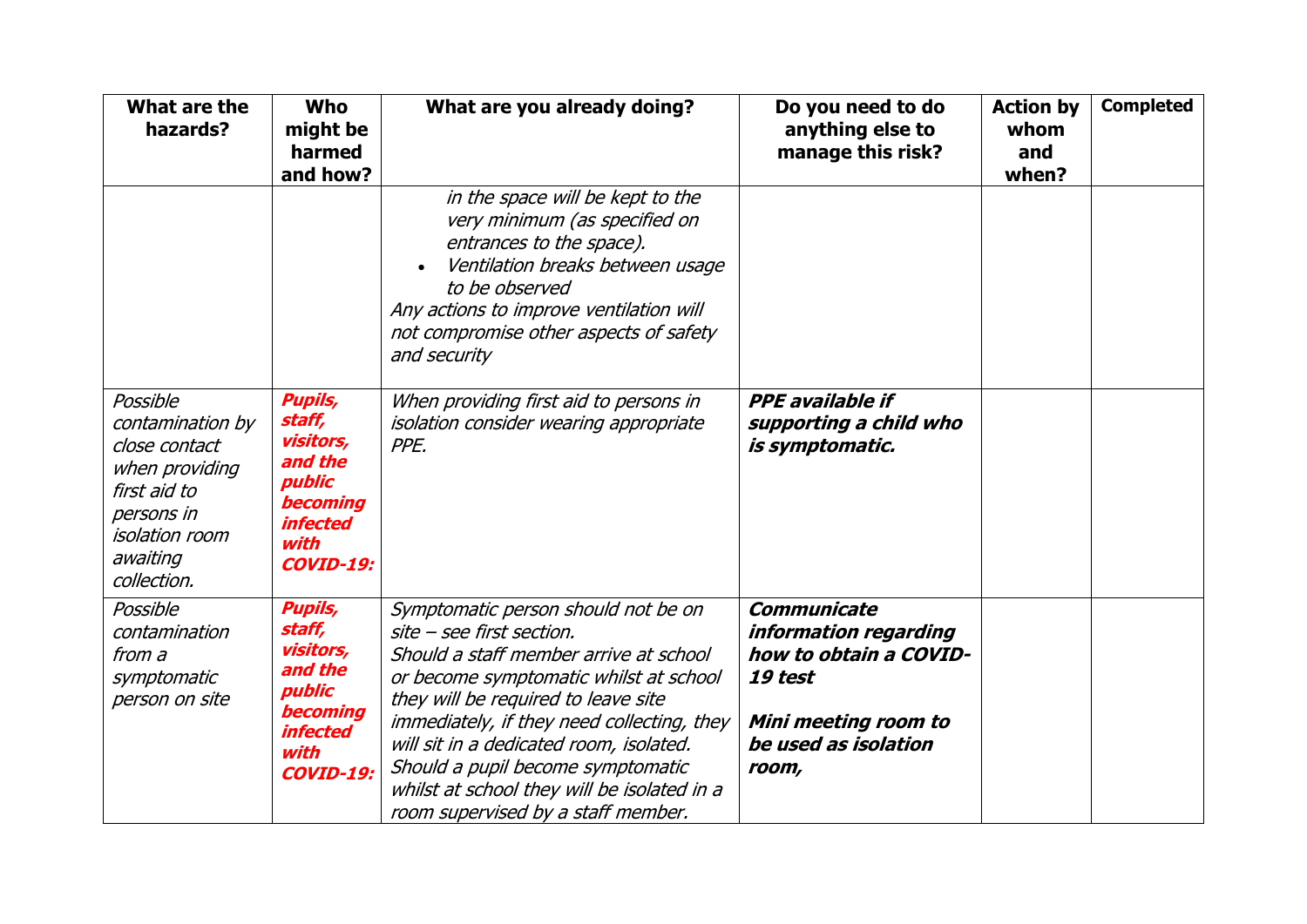| What are the hazards? | Who might be harmed and how? | What are you already doing? | Do you need to do anything else to manage this risk? | Action by whom and when? | Completed |
|---|---|---|---|---|---|
| | | *in the space will be kept to the very minimum (as specified on entrances to the space).*<br>• *Ventilation breaks between usage to be observed*<br>*Any actions to improve ventilation will not compromise other aspects of safety and security* | | | |
| *Possible contamination by close contact when providing first aid to persons in isolation room awaiting collection.* | ***Pupils, staff, visitors, and the public becoming infected with COVID-19:*** | *When providing first aid to persons in isolation consider wearing appropriate PPE.* | ***PPE available if supporting a child who is symptomatic.*** | | |
| *Possible contamination from a symptomatic person on site* | ***Pupils, staff, visitors, and the public becoming infected with COVID-19:*** | *Symptomatic person should not be on site – see first section.*<br>*Should a staff member arrive at school or become symptomatic whilst at school they will be required to leave site immediately, if they need collecting, they will sit in a dedicated room, isolated.*<br>*Should a pupil become symptomatic whilst at school they will be isolated in a room supervised by a staff member.* | ***Communicate information regarding how to obtain a COVID-19 test***<br><br>***Mini meeting room to be used as isolation room,*** | | |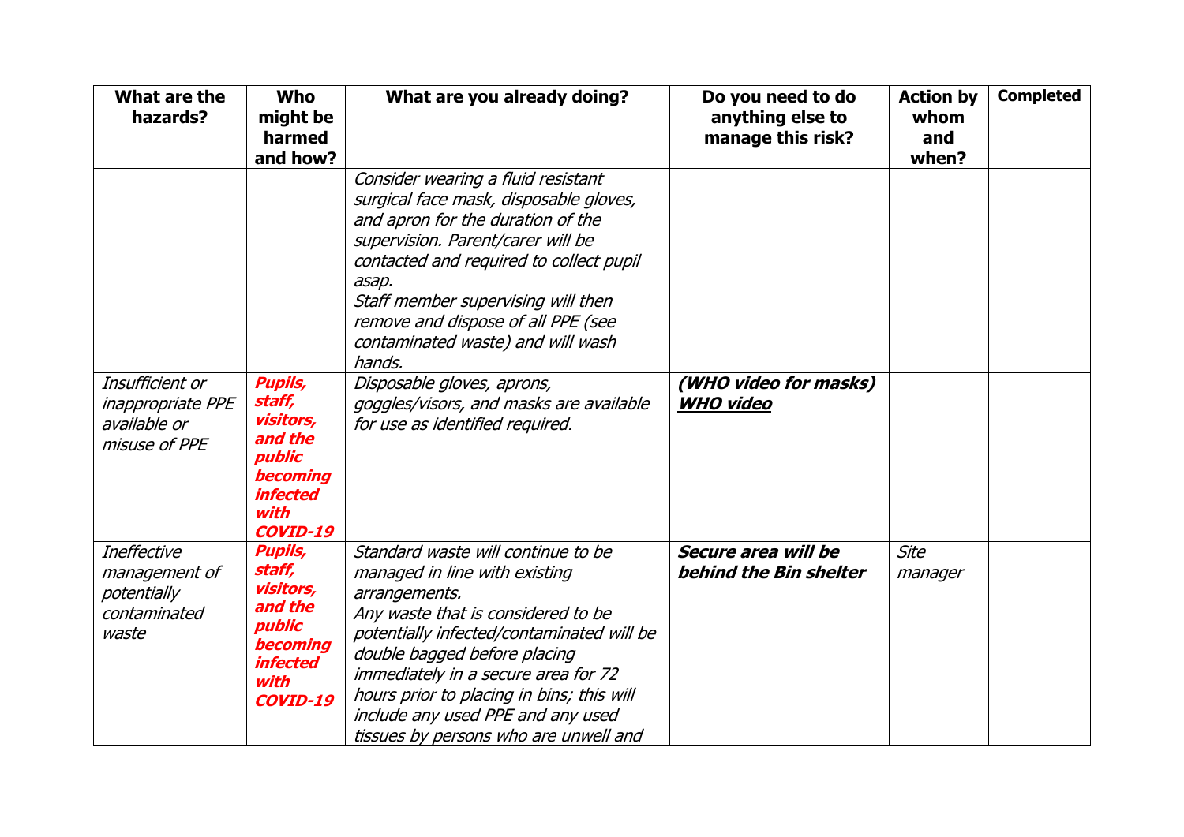| What are the hazards? | Who might be harmed and how? | What are you already doing? | Do you need to do anything else to manage this risk? | Action by whom and when? | Completed |
|---|---|---|---|---|---|
| | | *Consider wearing a fluid resistant surgical face mask, disposable gloves, and apron for the duration of the supervision. Parent/carer will be contacted and required to collect pupil asap.* *Staff member supervising will then remove and dispose of all PPE (see contaminated waste) and will wash hands.* | | | |
| *Insufficient or inappropriate PPE available or misuse of PPE* | ***Pupils, staff, visitors, and the public becoming infected with COVID-19*** | *Disposable gloves, aprons, goggles/visors, and masks are available for use as identified required.* | ***(WHO video for masks)*** ***WHO video*** | | |
| *Ineffective management of potentially contaminated waste* | ***Pupils, staff, visitors, and the public becoming infected with COVID-19*** | *Standard waste will continue to be managed in line with existing arrangements.* *Any waste that is considered to be potentially infected/contaminated will be double bagged before placing immediately in a secure area for 72 hours prior to placing in bins; this will include any used PPE and any used tissues by persons who are unwell and* | ***Secure area will be behind the Bin shelter*** | *Site manager* | |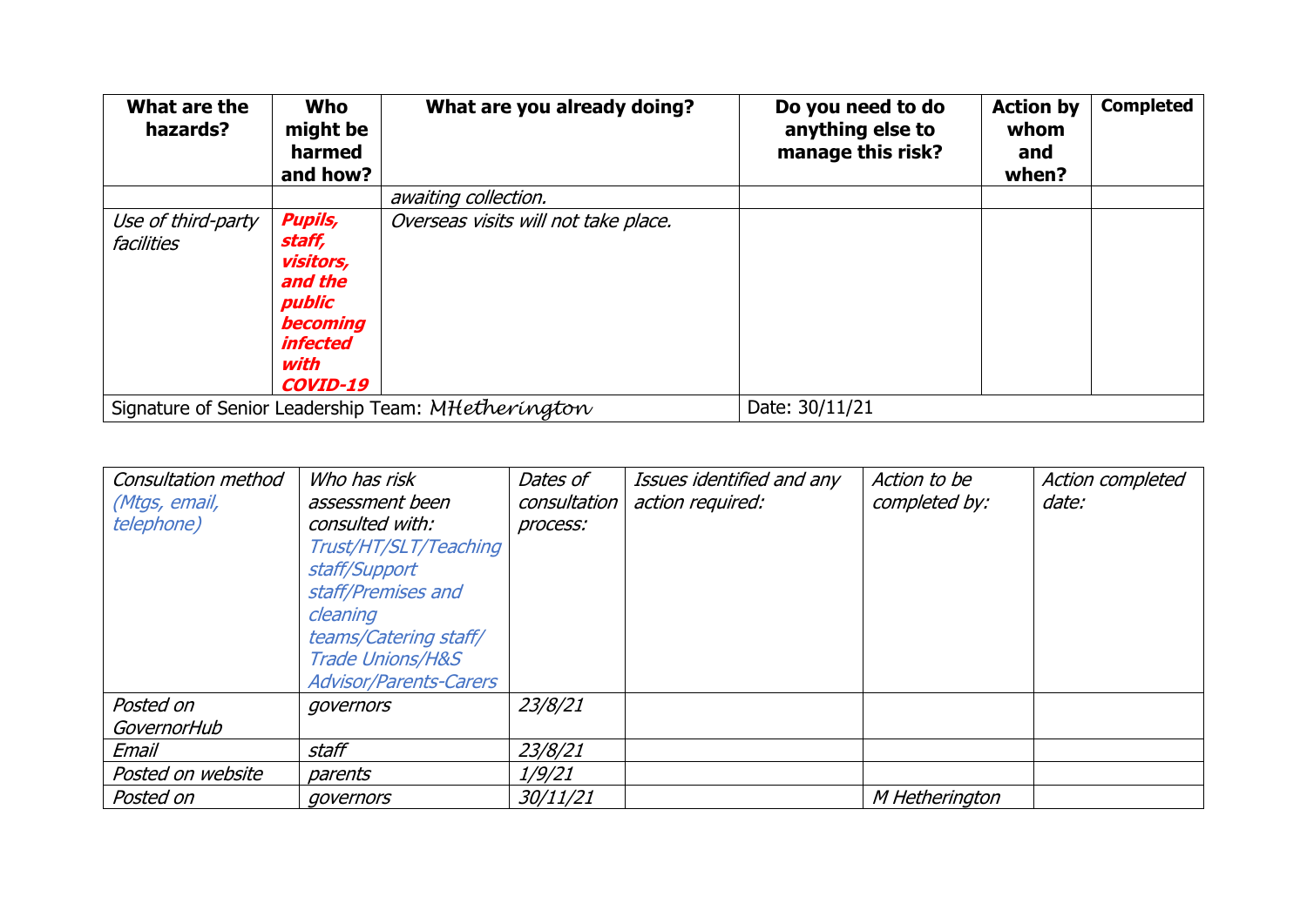| What are the hazards? | Who might be harmed and how? | What are you already doing? | Do you need to do anything else to manage this risk? | Action by whom and when? | Completed |
|---|---|---|---|---|---|
| | | *awaiting collection.* | | | |
| *Use of third-party facilities* | ***Pupils, staff, visitors, and the public becoming infected with COVID-19*** | *Overseas visits will not take place.* | | | |
| Signature of Senior Leadership Team: MHetherington | | | Date: 30/11/21 | | |

| *Consultation method (Mtgs, email, telephone)* | *Who has risk assessment been consulted with: Trust/HT/SLT/Teaching staff/Support staff/Premises and cleaning teams/Catering staff/ Trade Unions/H&S Advisor/Parents-Carers* | *Dates of consultation process:* | *Issues identified and any action required:* | *Action to be completed by:* | *Action completed date:* |
|---|---|---|---|---|---|
| *Posted on GovernorHub* | *governors* | *23/8/21* | | | |
| *Email* | *staff* | *23/8/21* | | | |
| *Posted on website* | *parents* | *1/9/21* | | | |
| *Posted on* | *governors* | *30/11/21* | | *M Hetherington* | |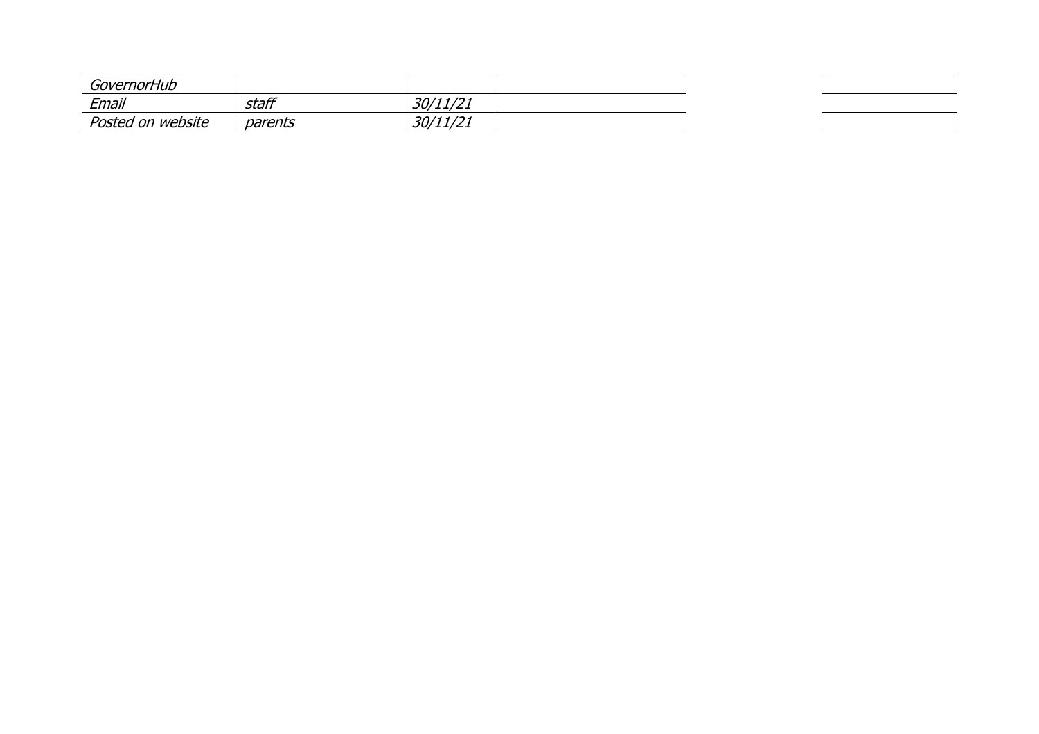| | | | | | |
|---|---|---|---|---|---|
| *GovernorHub* | | | | | |
| *Email* | *staff* | *30/11/21* | | | |
| *Posted on website* | *parents* | *30/11/21* | | | |